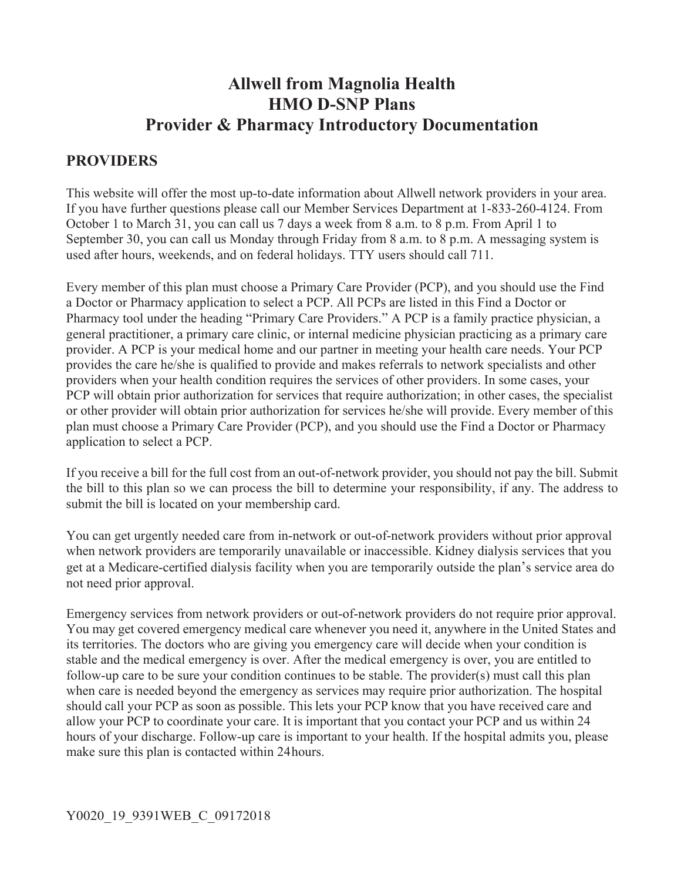# Allwell from Magnolia Health
# HMO D-SNP Plans
# Provider & Pharmacy Introductory Documentation

## PROVIDERS

This website will offer the most up-to-date information about Allwell network providers in your area. If you have further questions please call our Member Services Department at 1-833-260-4124. From October 1 to March 31, you can call us 7 days a week from 8 a.m. to 8 p.m. From April 1 to September 30, you can call us Monday through Friday from 8 a.m. to 8 p.m. A messaging system is used after hours, weekends, and on federal holidays. TTY users should call 711.

Every member of this plan must choose a Primary Care Provider (PCP), and you should use the Find a Doctor or Pharmacy application to select a PCP. All PCPs are listed in this Find a Doctor or Pharmacy tool under the heading "Primary Care Providers." A PCP is a family practice physician, a general practitioner, a primary care clinic, or internal medicine physician practicing as a primary care provider. A PCP is your medical home and our partner in meeting your health care needs. Your PCP provides the care he/she is qualified to provide and makes referrals to network specialists and other providers when your health condition requires the services of other providers. In some cases, your PCP will obtain prior authorization for services that require authorization; in other cases, the specialist or other provider will obtain prior authorization for services he/she will provide. Every member of this plan must choose a Primary Care Provider (PCP), and you should use the Find a Doctor or Pharmacy application to select a PCP.

If you receive a bill for the full cost from an out-of-network provider, you should not pay the bill. Submit the bill to this plan so we can process the bill to determine your responsibility, if any. The address to submit the bill is located on your membership card.

You can get urgently needed care from in-network or out-of-network providers without prior approval when network providers are temporarily unavailable or inaccessible. Kidney dialysis services that you get at a Medicare-certified dialysis facility when you are temporarily outside the plan's service area do not need prior approval.

Emergency services from network providers or out-of-network providers do not require prior approval. You may get covered emergency medical care whenever you need it, anywhere in the United States and its territories. The doctors who are giving you emergency care will decide when your condition is stable and the medical emergency is over. After the medical emergency is over, you are entitled to follow-up care to be sure your condition continues to be stable. The provider(s) must call this plan when care is needed beyond the emergency as services may require prior authorization. The hospital should call your PCP as soon as possible. This lets your PCP know that you have received care and allow your PCP to coordinate your care. It is important that you contact your PCP and us within 24 hours of your discharge. Follow-up care is important to your health. If the hospital admits you, please make sure this plan is contacted within 24 hours.

Y0020_19_9391WEB_C_09172018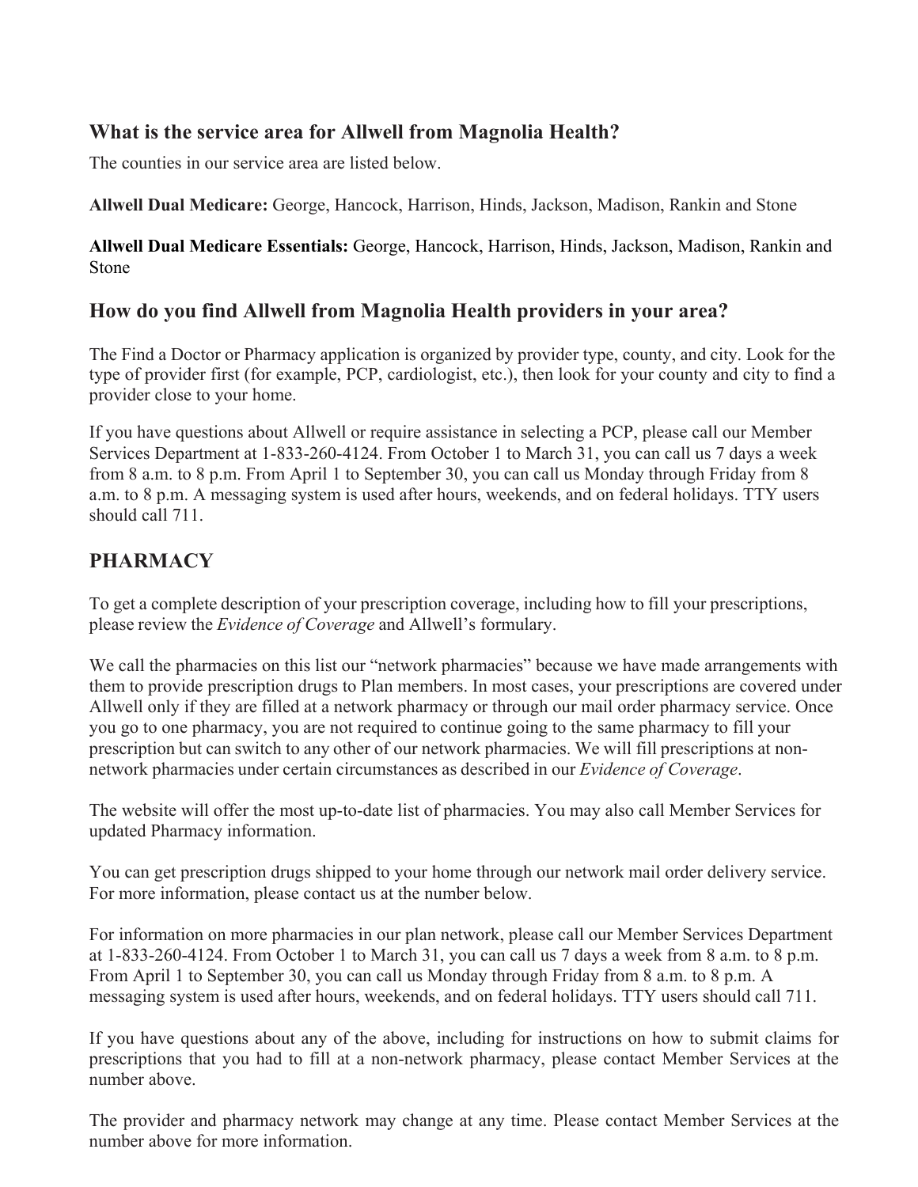## What is the service area for Allwell from Magnolia Health?

The counties in our service area are listed below.

**Allwell Dual Medicare:** George, Hancock, Harrison, Hinds, Jackson, Madison, Rankin and Stone

**Allwell Dual Medicare Essentials:** George, Hancock, Harrison, Hinds, Jackson, Madison, Rankin and Stone

## How do you find Allwell from Magnolia Health providers in your area?

The Find a Doctor or Pharmacy application is organized by provider type, county, and city. Look for the type of provider first (for example, PCP, cardiologist, etc.), then look for your county and city to find a provider close to your home.

If you have questions about Allwell or require assistance in selecting a PCP, please call our Member Services Department at 1-833-260-4124. From October 1 to March 31, you can call us 7 days a week from 8 a.m. to 8 p.m. From April 1 to September 30, you can call us Monday through Friday from 8 a.m. to 8 p.m. A messaging system is used after hours, weekends, and on federal holidays. TTY users should call 711.

## PHARMACY

To get a complete description of your prescription coverage, including how to fill your prescriptions, please review the *Evidence of Coverage* and Allwell's formulary.

We call the pharmacies on this list our "network pharmacies" because we have made arrangements with them to provide prescription drugs to Plan members. In most cases, your prescriptions are covered under Allwell only if they are filled at a network pharmacy or through our mail order pharmacy service. Once you go to one pharmacy, you are not required to continue going to the same pharmacy to fill your prescription but can switch to any other of our network pharmacies. We will fill prescriptions at non-network pharmacies under certain circumstances as described in our *Evidence of Coverage*.

The website will offer the most up-to-date list of pharmacies. You may also call Member Services for updated Pharmacy information.

You can get prescription drugs shipped to your home through our network mail order delivery service. For more information, please contact us at the number below.

For information on more pharmacies in our plan network, please call our Member Services Department at 1-833-260-4124. From October 1 to March 31, you can call us 7 days a week from 8 a.m. to 8 p.m. From April 1 to September 30, you can call us Monday through Friday from 8 a.m. to 8 p.m. A messaging system is used after hours, weekends, and on federal holidays. TTY users should call 711.

If you have questions about any of the above, including for instructions on how to submit claims for prescriptions that you had to fill at a non-network pharmacy, please contact Member Services at the number above.

The provider and pharmacy network may change at any time. Please contact Member Services at the number above for more information.